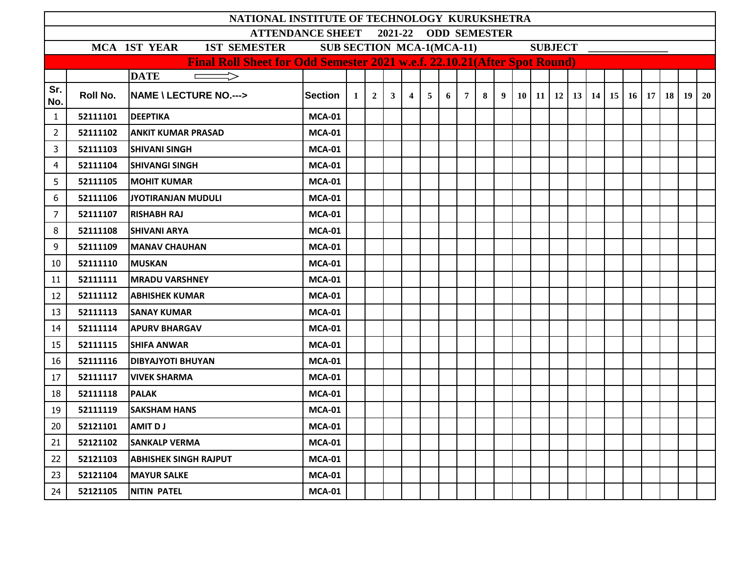# NATIONAL INSTITUTE OF TECHNOLOGY KURUKSHETRA

## ATTENDANCE SHEET 2021-22 ODD SEMESTER

**MCA 1ST YEAR 1ST SEMESTER SUB SECTION MCA-1(MCA-11) SUBJECT _______________**

**Final Roll Sheet for Odd Semester 2021 w.e.f. 22.10.21(After Spot Round)**

| | | DATE ⟹ | | | | | | | | | | | | | | | | | | | | | |
|---|---|---|---|---|---|---|---|---|---|---|---|---|---|---|---|---|---|---|---|---|---|---|---|
| Sr. No. | Roll No. | NAME \ LECTURE NO.---> | Section | 1 | 2 | 3 | 4 | 5 | 6 | 7 | 8 | 9 | 10 | 11 | 12 | 13 | 14 | 15 | 16 | 17 | 18 | 19 | 20 |
| 1 | 52111101 | DEEPTIKA | MCA-01 | | | | | | | | | | | | | | | | | | | | |
| 2 | 52111102 | ANKIT KUMAR PRASAD | MCA-01 | | | | | | | | | | | | | | | | | | | | |
| 3 | 52111103 | SHIVANI SINGH | MCA-01 | | | | | | | | | | | | | | | | | | | | |
| 4 | 52111104 | SHIVANGI SINGH | MCA-01 | | | | | | | | | | | | | | | | | | | | |
| 5 | 52111105 | MOHIT KUMAR | MCA-01 | | | | | | | | | | | | | | | | | | | | |
| 6 | 52111106 | JYOTIRANJAN MUDULI | MCA-01 | | | | | | | | | | | | | | | | | | | | |
| 7 | 52111107 | RISHABH RAJ | MCA-01 | | | | | | | | | | | | | | | | | | | | |
| 8 | 52111108 | SHIVANI ARYA | MCA-01 | | | | | | | | | | | | | | | | | | | | |
| 9 | 52111109 | MANAV CHAUHAN | MCA-01 | | | | | | | | | | | | | | | | | | | | |
| 10 | 52111110 | MUSKAN | MCA-01 | | | | | | | | | | | | | | | | | | | | |
| 11 | 52111111 | MRADU VARSHNEY | MCA-01 | | | | | | | | | | | | | | | | | | | | |
| 12 | 52111112 | ABHISHEK KUMAR | MCA-01 | | | | | | | | | | | | | | | | | | | | |
| 13 | 52111113 | SANAY KUMAR | MCA-01 | | | | | | | | | | | | | | | | | | | | |
| 14 | 52111114 | APURV BHARGAV | MCA-01 | | | | | | | | | | | | | | | | | | | | |
| 15 | 52111115 | SHIFA ANWAR | MCA-01 | | | | | | | | | | | | | | | | | | | | |
| 16 | 52111116 | DIBYAJYOTI BHUYAN | MCA-01 | | | | | | | | | | | | | | | | | | | | |
| 17 | 52111117 | VIVEK SHARMA | MCA-01 | | | | | | | | | | | | | | | | | | | | |
| 18 | 52111118 | PALAK | MCA-01 | | | | | | | | | | | | | | | | | | | | |
| 19 | 52111119 | SAKSHAM HANS | MCA-01 | | | | | | | | | | | | | | | | | | | | |
| 20 | 52121101 | AMIT D J | MCA-01 | | | | | | | | | | | | | | | | | | | | |
| 21 | 52121102 | SANKALP VERMA | MCA-01 | | | | | | | | | | | | | | | | | | | | |
| 22 | 52121103 | ABHISHEK SINGH RAJPUT | MCA-01 | | | | | | | | | | | | | | | | | | | | |
| 23 | 52121104 | MAYUR SALKE | MCA-01 | | | | | | | | | | | | | | | | | | | | |
| 24 | 52121105 | NITIN PATEL | MCA-01 | | | | | | | | | | | | | | | | | | | | |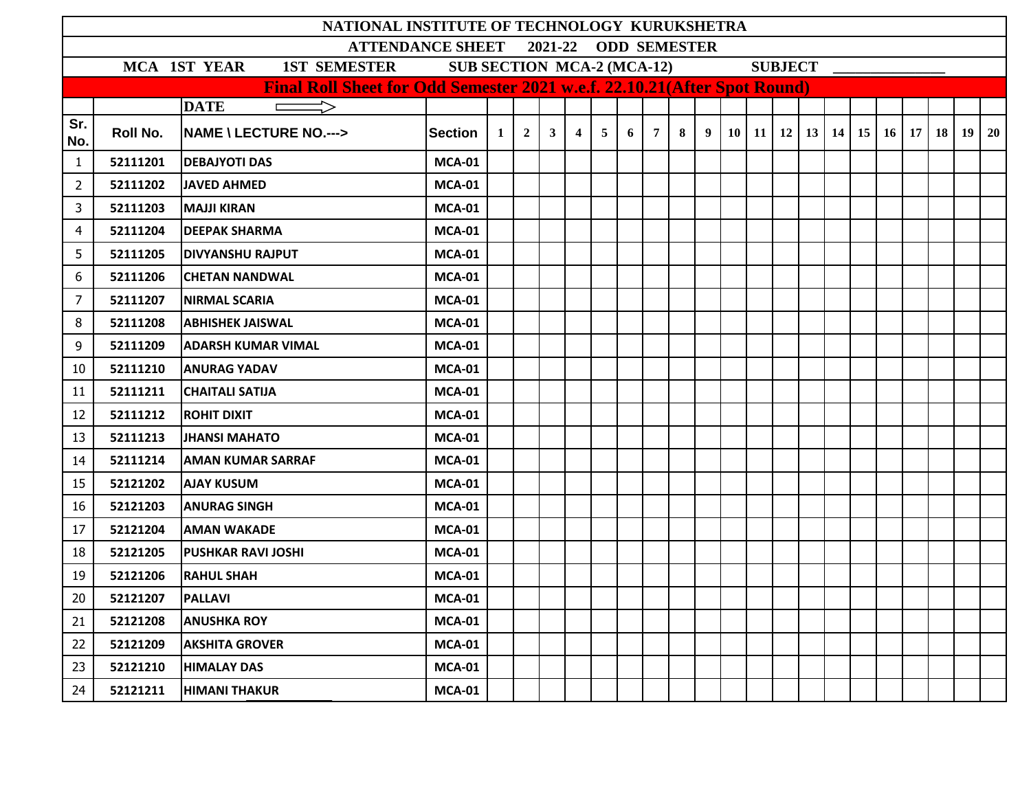# NATIONAL INSTITUTE OF TECHNOLOGY KURUKSHETRA

## ATTENDANCE SHEET 2021-22 ODD SEMESTER

**MCA 1ST YEAR 1ST SEMESTER SUB SECTION MCA-2 (MCA-12) SUBJECT ______________**

**Final Roll Sheet for Odd Semester 2021 w.e.f. 22.10.21(After Spot Round)**

| | | DATE ⟹ | | | | | | | | | | | | | | | | | | | | | |
|---|---|---|---|---|---|---|---|---|---|---|---|---|---|---|---|---|---|---|---|---|---|---|---|
| Sr. No. | Roll No. | NAME \ LECTURE NO.---> | Section | 1 | 2 | 3 | 4 | 5 | 6 | 7 | 8 | 9 | 10 | 11 | 12 | 13 | 14 | 15 | 16 | 17 | 18 | 19 | 20 |
| 1 | 52111201 | DEBAJYOTI DAS | MCA-01 | | | | | | | | | | | | | | | | | | | | |
| 2 | 52111202 | JAVED AHMED | MCA-01 | | | | | | | | | | | | | | | | | | | | |
| 3 | 52111203 | MAJJI KIRAN | MCA-01 | | | | | | | | | | | | | | | | | | | | |
| 4 | 52111204 | DEEPAK SHARMA | MCA-01 | | | | | | | | | | | | | | | | | | | | |
| 5 | 52111205 | DIVYANSHU RAJPUT | MCA-01 | | | | | | | | | | | | | | | | | | | | |
| 6 | 52111206 | CHETAN NANDWAL | MCA-01 | | | | | | | | | | | | | | | | | | | | |
| 7 | 52111207 | NIRMAL SCARIA | MCA-01 | | | | | | | | | | | | | | | | | | | | |
| 8 | 52111208 | ABHISHEK JAISWAL | MCA-01 | | | | | | | | | | | | | | | | | | | | |
| 9 | 52111209 | ADARSH KUMAR VIMAL | MCA-01 | | | | | | | | | | | | | | | | | | | | |
| 10 | 52111210 | ANURAG YADAV | MCA-01 | | | | | | | | | | | | | | | | | | | | |
| 11 | 52111211 | CHAITALI SATIJA | MCA-01 | | | | | | | | | | | | | | | | | | | | |
| 12 | 52111212 | ROHIT DIXIT | MCA-01 | | | | | | | | | | | | | | | | | | | | |
| 13 | 52111213 | JHANSI MAHATO | MCA-01 | | | | | | | | | | | | | | | | | | | | |
| 14 | 52111214 | AMAN KUMAR SARRAF | MCA-01 | | | | | | | | | | | | | | | | | | | | |
| 15 | 52121202 | AJAY KUSUM | MCA-01 | | | | | | | | | | | | | | | | | | | | |
| 16 | 52121203 | ANURAG SINGH | MCA-01 | | | | | | | | | | | | | | | | | | | | |
| 17 | 52121204 | AMAN WAKADE | MCA-01 | | | | | | | | | | | | | | | | | | | | |
| 18 | 52121205 | PUSHKAR RAVI JOSHI | MCA-01 | | | | | | | | | | | | | | | | | | | | |
| 19 | 52121206 | RAHUL SHAH | MCA-01 | | | | | | | | | | | | | | | | | | | | |
| 20 | 52121207 | PALLAVI | MCA-01 | | | | | | | | | | | | | | | | | | | | |
| 21 | 52121208 | ANUSHKA ROY | MCA-01 | | | | | | | | | | | | | | | | | | | | |
| 22 | 52121209 | AKSHITA GROVER | MCA-01 | | | | | | | | | | | | | | | | | | | | |
| 23 | 52121210 | HIMALAY DAS | MCA-01 | | | | | | | | | | | | | | | | | | | | |
| 24 | 52121211 | HIMANI THAKUR | MCA-01 | | | | | | | | | | | | | | | | | | | | |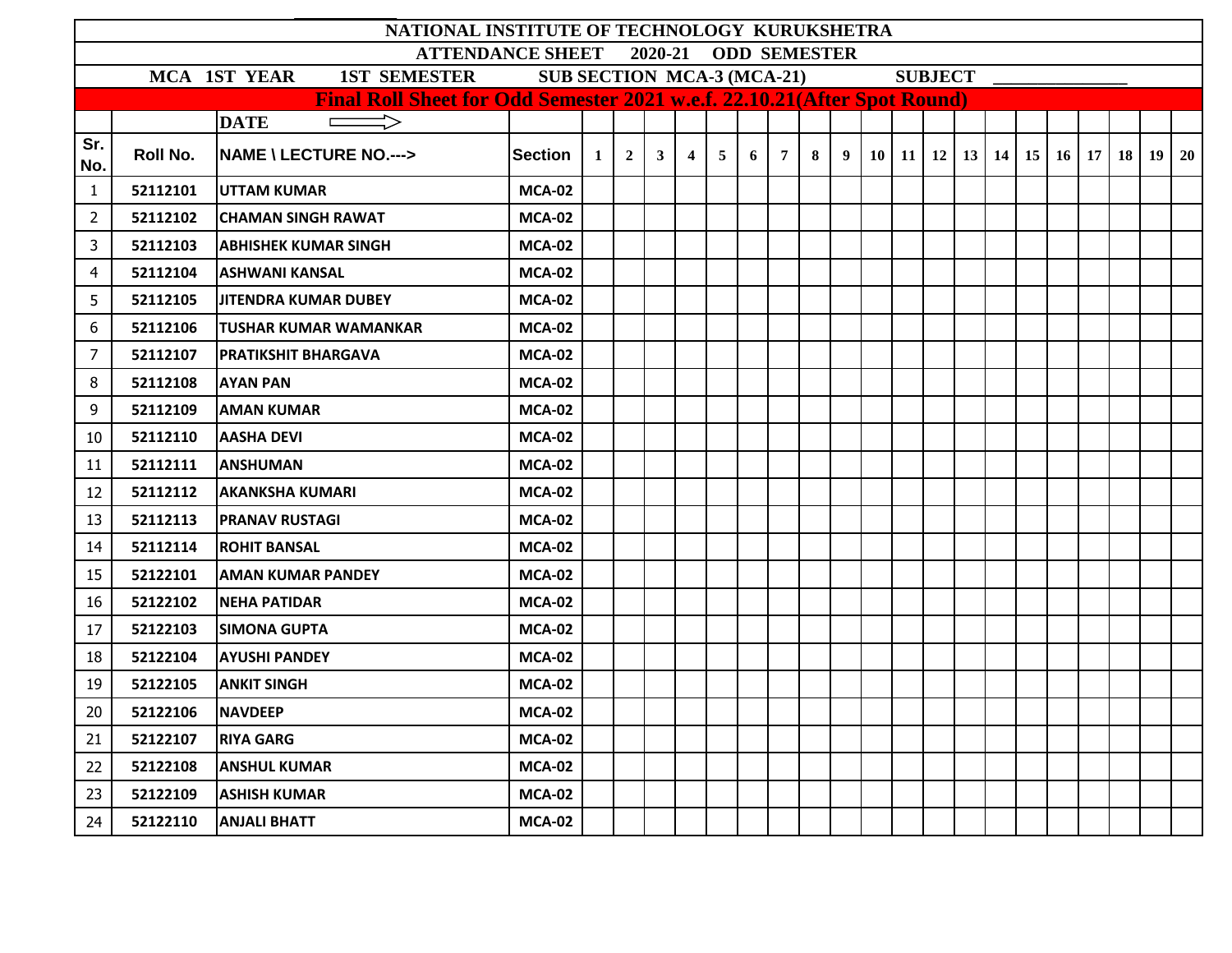# NATIONAL INSTITUTE OF TECHNOLOGY KURUKSHETRA

## ATTENDANCE SHEET 2020-21 ODD SEMESTER

**MCA 1ST YEAR 1ST SEMESTER SUB SECTION MCA-3 (MCA-21) SUBJECT ______________**

**Final Roll Sheet for Odd Semester 2021 w.e.f. 22.10.21(After Spot Round)**

| | | DATE ⟹ | | | | | | | | | | | | | | | | | | | | | |
|---|---|---|---|---|---|---|---|---|---|---|---|---|---|---|---|---|---|---|---|---|---|---|---|
| Sr. No. | Roll No. | NAME \ LECTURE NO.---> | Section | 1 | 2 | 3 | 4 | 5 | 6 | 7 | 8 | 9 | 10 | 11 | 12 | 13 | 14 | 15 | 16 | 17 | 18 | 19 | 20 |
| 1 | 52112101 | UTTAM KUMAR | MCA-02 | | | | | | | | | | | | | | | | | | | | |
| 2 | 52112102 | CHAMAN SINGH RAWAT | MCA-02 | | | | | | | | | | | | | | | | | | | | |
| 3 | 52112103 | ABHISHEK KUMAR SINGH | MCA-02 | | | | | | | | | | | | | | | | | | | | |
| 4 | 52112104 | ASHWANI KANSAL | MCA-02 | | | | | | | | | | | | | | | | | | | | |
| 5 | 52112105 | JITENDRA KUMAR DUBEY | MCA-02 | | | | | | | | | | | | | | | | | | | | |
| 6 | 52112106 | TUSHAR KUMAR WAMANKAR | MCA-02 | | | | | | | | | | | | | | | | | | | | |
| 7 | 52112107 | PRATIKSHIT BHARGAVA | MCA-02 | | | | | | | | | | | | | | | | | | | | |
| 8 | 52112108 | AYAN PAN | MCA-02 | | | | | | | | | | | | | | | | | | | | |
| 9 | 52112109 | AMAN KUMAR | MCA-02 | | | | | | | | | | | | | | | | | | | | |
| 10 | 52112110 | AASHA DEVI | MCA-02 | | | | | | | | | | | | | | | | | | | | |
| 11 | 52112111 | ANSHUMAN | MCA-02 | | | | | | | | | | | | | | | | | | | | |
| 12 | 52112112 | AKANKSHA KUMARI | MCA-02 | | | | | | | | | | | | | | | | | | | | |
| 13 | 52112113 | PRANAV RUSTAGI | MCA-02 | | | | | | | | | | | | | | | | | | | | |
| 14 | 52112114 | ROHIT BANSAL | MCA-02 | | | | | | | | | | | | | | | | | | | | |
| 15 | 52122101 | AMAN KUMAR PANDEY | MCA-02 | | | | | | | | | | | | | | | | | | | | |
| 16 | 52122102 | NEHA PATIDAR | MCA-02 | | | | | | | | | | | | | | | | | | | | |
| 17 | 52122103 | SIMONA GUPTA | MCA-02 | | | | | | | | | | | | | | | | | | | | |
| 18 | 52122104 | AYUSHI PANDEY | MCA-02 | | | | | | | | | | | | | | | | | | | | |
| 19 | 52122105 | ANKIT SINGH | MCA-02 | | | | | | | | | | | | | | | | | | | | |
| 20 | 52122106 | NAVDEEP | MCA-02 | | | | | | | | | | | | | | | | | | | | |
| 21 | 52122107 | RIYA GARG | MCA-02 | | | | | | | | | | | | | | | | | | | | |
| 22 | 52122108 | ANSHUL KUMAR | MCA-02 | | | | | | | | | | | | | | | | | | | | |
| 23 | 52122109 | ASHISH KUMAR | MCA-02 | | | | | | | | | | | | | | | | | | | | |
| 24 | 52122110 | ANJALI BHATT | MCA-02 | | | | | | | | | | | | | | | | | | | | |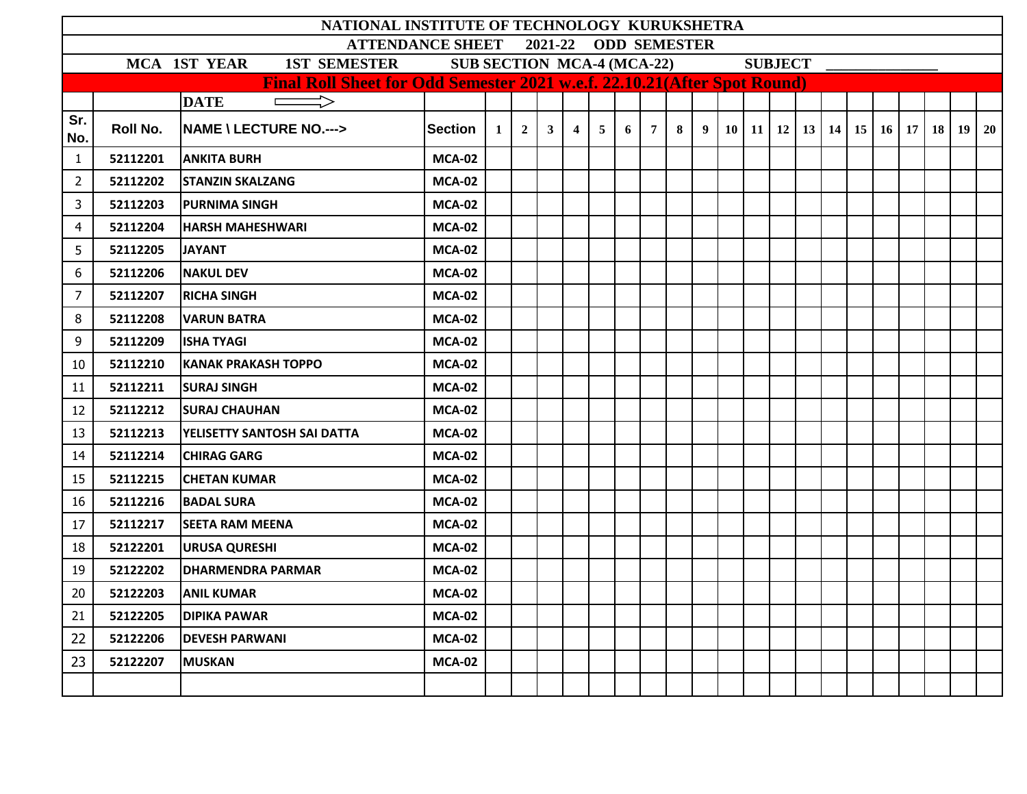# NATIONAL INSTITUTE OF TECHNOLOGY KURUKSHETRA

## ATTENDANCE SHEET 2021-22 ODD SEMESTER

**MCA 1ST YEAR 1ST SEMESTER SUB SECTION MCA-4 (MCA-22) SUBJECT \_\_\_\_\_\_\_\_\_\_\_\_\_\_**

**Final Roll Sheet for Odd Semester 2021 w.e.f. 22.10.21(After Spot Round)**

| | | DATE ⟹ | | | | | | | | | | | | | | | | | | | | | |
|---|---|---|---|---|---|---|---|---|---|---|---|---|---|---|---|---|---|---|---|---|---|---|---|
| Sr. No. | Roll No. | NAME \ LECTURE NO.---> | Section | 1 | 2 | 3 | 4 | 5 | 6 | 7 | 8 | 9 | 10 | 11 | 12 | 13 | 14 | 15 | 16 | 17 | 18 | 19 | 20 |
| 1 | 52112201 | ANKITA BURH | MCA-02 | | | | | | | | | | | | | | | | | | | | |
| 2 | 52112202 | STANZIN SKALZANG | MCA-02 | | | | | | | | | | | | | | | | | | | | |
| 3 | 52112203 | PURNIMA SINGH | MCA-02 | | | | | | | | | | | | | | | | | | | | |
| 4 | 52112204 | HARSH MAHESHWARI | MCA-02 | | | | | | | | | | | | | | | | | | | | |
| 5 | 52112205 | JAYANT | MCA-02 | | | | | | | | | | | | | | | | | | | | |
| 6 | 52112206 | NAKUL DEV | MCA-02 | | | | | | | | | | | | | | | | | | | | |
| 7 | 52112207 | RICHA SINGH | MCA-02 | | | | | | | | | | | | | | | | | | | | |
| 8 | 52112208 | VARUN BATRA | MCA-02 | | | | | | | | | | | | | | | | | | | | |
| 9 | 52112209 | ISHA TYAGI | MCA-02 | | | | | | | | | | | | | | | | | | | | |
| 10 | 52112210 | KANAK PRAKASH TOPPO | MCA-02 | | | | | | | | | | | | | | | | | | | | |
| 11 | 52112211 | SURAJ SINGH | MCA-02 | | | | | | | | | | | | | | | | | | | | |
| 12 | 52112212 | SURAJ CHAUHAN | MCA-02 | | | | | | | | | | | | | | | | | | | | |
| 13 | 52112213 | YELISETTY SANTOSH SAI DATTA | MCA-02 | | | | | | | | | | | | | | | | | | | | |
| 14 | 52112214 | CHIRAG GARG | MCA-02 | | | | | | | | | | | | | | | | | | | | |
| 15 | 52112215 | CHETAN KUMAR | MCA-02 | | | | | | | | | | | | | | | | | | | | |
| 16 | 52112216 | BADAL SURA | MCA-02 | | | | | | | | | | | | | | | | | | | | |
| 17 | 52112217 | SEETA RAM MEENA | MCA-02 | | | | | | | | | | | | | | | | | | | | |
| 18 | 52122201 | URUSA QURESHI | MCA-02 | | | | | | | | | | | | | | | | | | | | |
| 19 | 52122202 | DHARMENDRA PARMAR | MCA-02 | | | | | | | | | | | | | | | | | | | | |
| 20 | 52122203 | ANIL KUMAR | MCA-02 | | | | | | | | | | | | | | | | | | | | |
| 21 | 52122205 | DIPIKA PAWAR | MCA-02 | | | | | | | | | | | | | | | | | | | | |
| 22 | 52122206 | DEVESH PARWANI | MCA-02 | | | | | | | | | | | | | | | | | | | | |
| 23 | 52122207 | MUSKAN | MCA-02 | | | | | | | | | | | | | | | | | | | | |
| | | | | | | | | | | | | | | | | | | | | | | | |